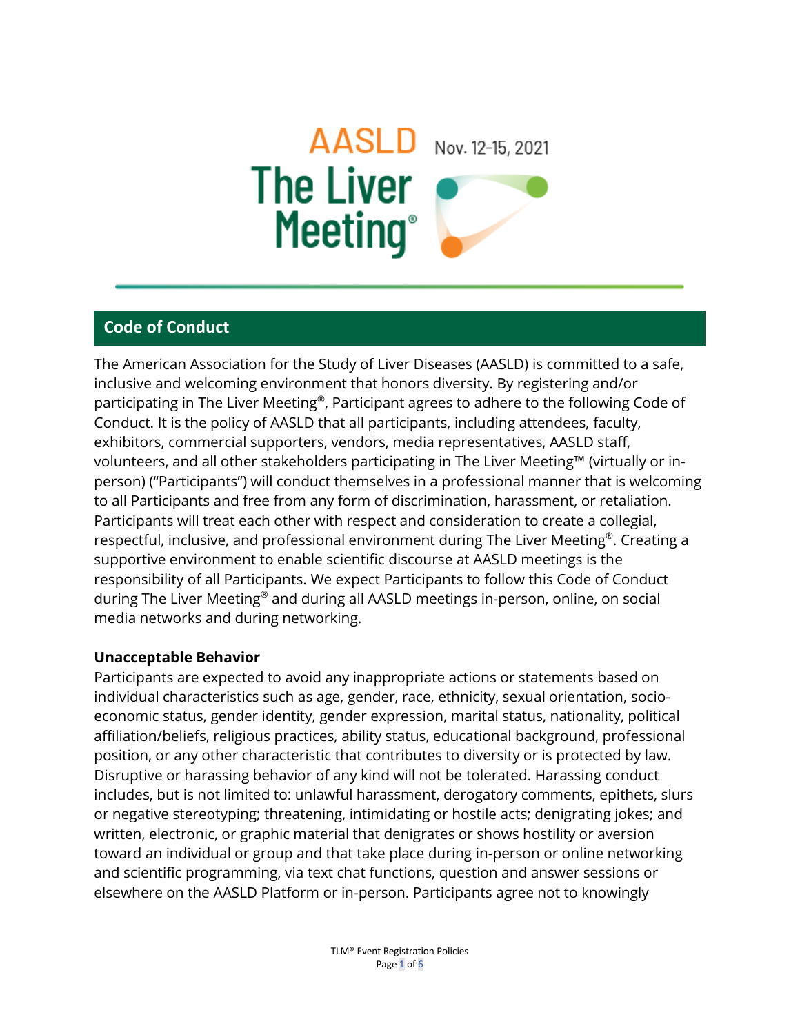AASLD Nov. 12-15, 2021

The Liver Meeting®

## Code of Conduct

The American Association for the Study of Liver Diseases (AASLD) is committed to a safe, inclusive and welcoming environment that honors diversity. By registering and/or participating in The Liver Meeting®, Participant agrees to adhere to the following Code of Conduct. It is the policy of AASLD that all participants, including attendees, faculty, exhibitors, commercial supporters, vendors, media representatives, AASLD staff, volunteers, and all other stakeholders participating in The Liver Meeting™ (virtually or in-person) ("Participants") will conduct themselves in a professional manner that is welcoming to all Participants and free from any form of discrimination, harassment, or retaliation. Participants will treat each other with respect and consideration to create a collegial, respectful, inclusive, and professional environment during The Liver Meeting®. Creating a supportive environment to enable scientific discourse at AASLD meetings is the responsibility of all Participants. We expect Participants to follow this Code of Conduct during The Liver Meeting® and during all AASLD meetings in-person, online, on social media networks and during networking.

**Unacceptable Behavior**

Participants are expected to avoid any inappropriate actions or statements based on individual characteristics such as age, gender, race, ethnicity, sexual orientation, socio-economic status, gender identity, gender expression, marital status, nationality, political affiliation/beliefs, religious practices, ability status, educational background, professional position, or any other characteristic that contributes to diversity or is protected by law. Disruptive or harassing behavior of any kind will not be tolerated. Harassing conduct includes, but is not limited to: unlawful harassment, derogatory comments, epithets, slurs or negative stereotyping; threatening, intimidating or hostile acts; denigrating jokes; and written, electronic, or graphic material that denigrates or shows hostility or aversion toward an individual or group and that take place during in-person or online networking and scientific programming, via text chat functions, question and answer sessions or elsewhere on the AASLD Platform or in-person. Participants agree not to knowingly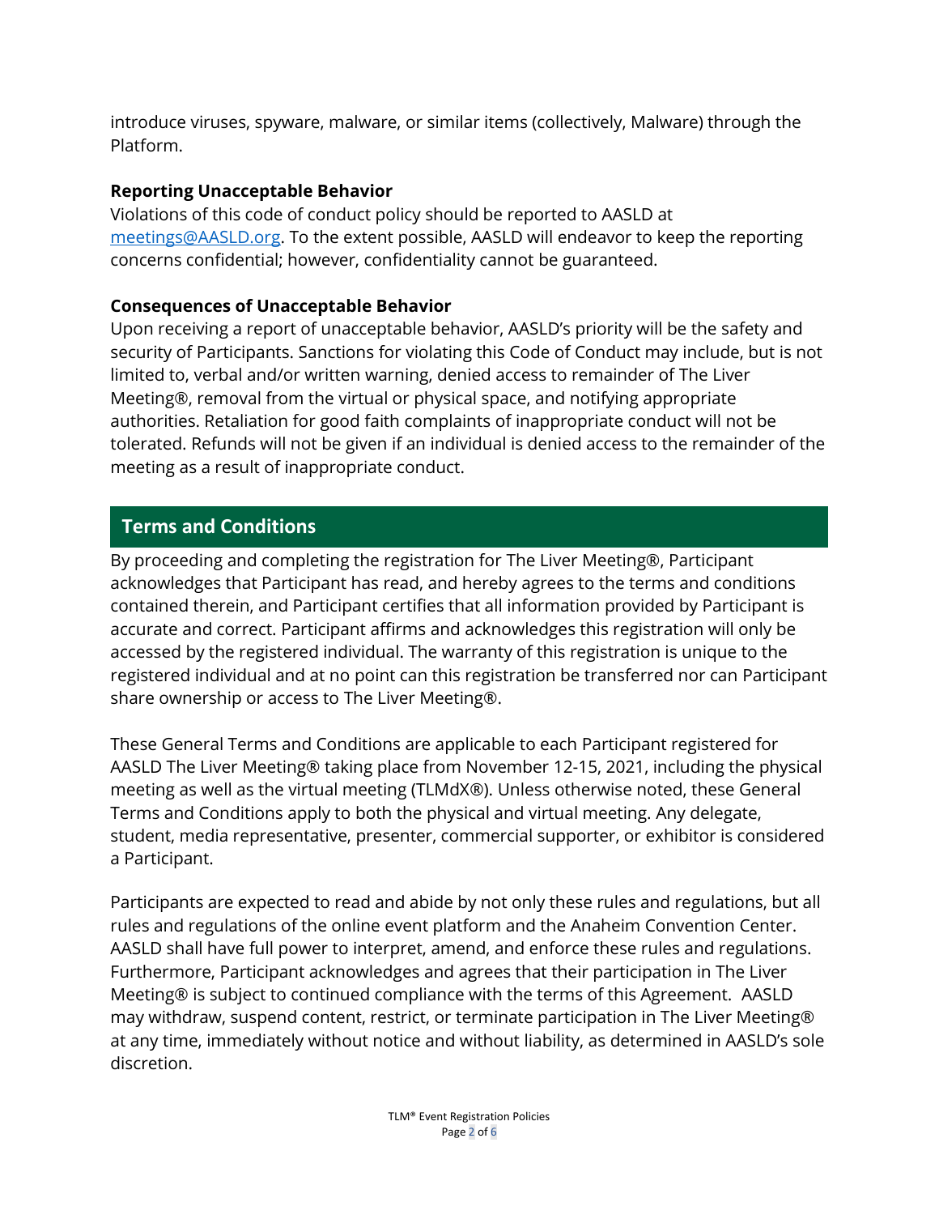introduce viruses, spyware, malware, or similar items (collectively, Malware) through the Platform.

**Reporting Unacceptable Behavior**

Violations of this code of conduct policy should be reported to AASLD at [meetings@AASLD.org](mailto:meetings@AASLD.org). To the extent possible, AASLD will endeavor to keep the reporting concerns confidential; however, confidentiality cannot be guaranteed.

**Consequences of Unacceptable Behavior**

Upon receiving a report of unacceptable behavior, AASLD's priority will be the safety and security of Participants. Sanctions for violating this Code of Conduct may include, but is not limited to, verbal and/or written warning, denied access to remainder of The Liver Meeting®, removal from the virtual or physical space, and notifying appropriate authorities. Retaliation for good faith complaints of inappropriate conduct will not be tolerated. Refunds will not be given if an individual is denied access to the remainder of the meeting as a result of inappropriate conduct.

## Terms and Conditions

By proceeding and completing the registration for The Liver Meeting®, Participant acknowledges that Participant has read, and hereby agrees to the terms and conditions contained therein, and Participant certifies that all information provided by Participant is accurate and correct. Participant affirms and acknowledges this registration will only be accessed by the registered individual. The warranty of this registration is unique to the registered individual and at no point can this registration be transferred nor can Participant share ownership or access to The Liver Meeting®.

These General Terms and Conditions are applicable to each Participant registered for AASLD The Liver Meeting® taking place from November 12-15, 2021, including the physical meeting as well as the virtual meeting (TLMdX®). Unless otherwise noted, these General Terms and Conditions apply to both the physical and virtual meeting. Any delegate, student, media representative, presenter, commercial supporter, or exhibitor is considered a Participant.

Participants are expected to read and abide by not only these rules and regulations, but all rules and regulations of the online event platform and the Anaheim Convention Center. AASLD shall have full power to interpret, amend, and enforce these rules and regulations. Furthermore, Participant acknowledges and agrees that their participation in The Liver Meeting® is subject to continued compliance with the terms of this Agreement. AASLD may withdraw, suspend content, restrict, or terminate participation in The Liver Meeting® at any time, immediately without notice and without liability, as determined in AASLD's sole discretion.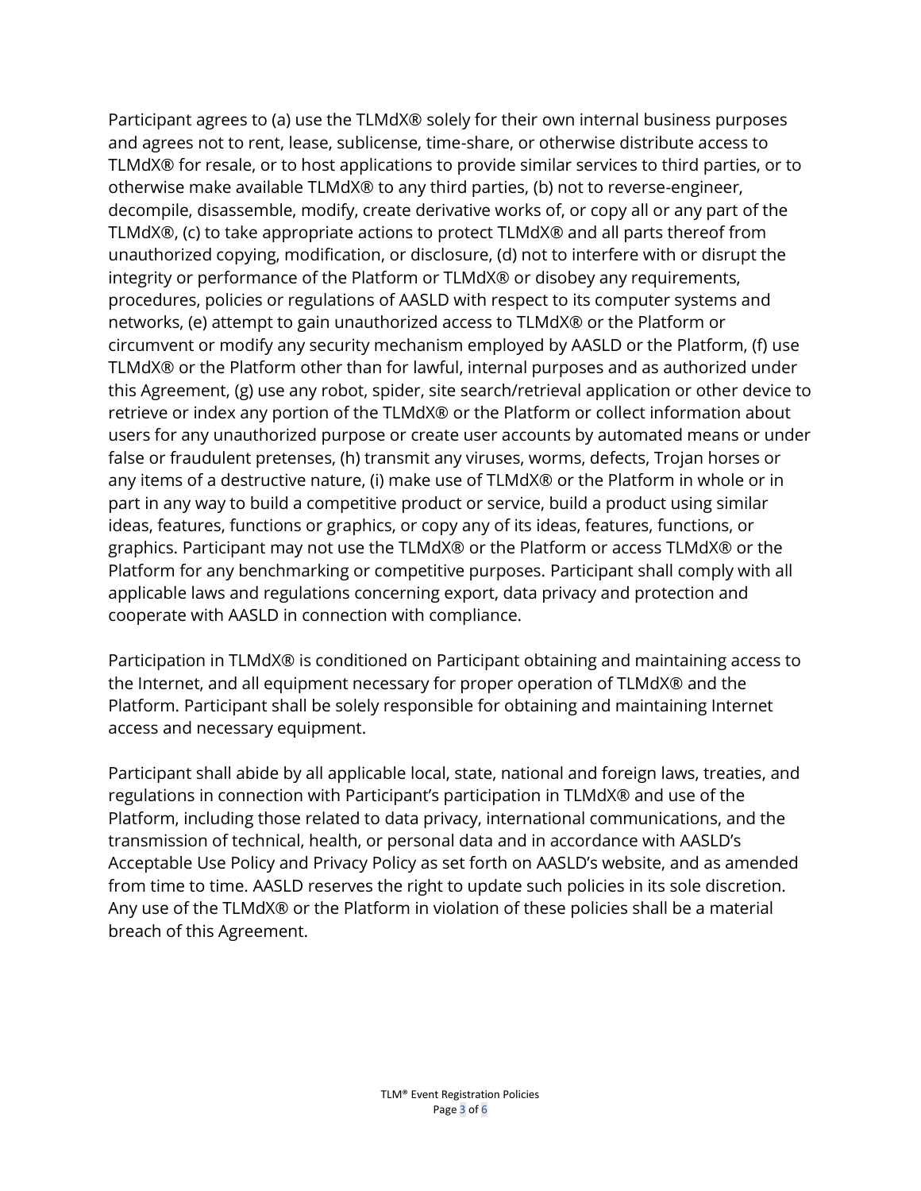Participant agrees to (a) use the TLMdX® solely for their own internal business purposes and agrees not to rent, lease, sublicense, time-share, or otherwise distribute access to TLMdX® for resale, or to host applications to provide similar services to third parties, or to otherwise make available TLMdX® to any third parties, (b) not to reverse-engineer, decompile, disassemble, modify, create derivative works of, or copy all or any part of the TLMdX®, (c) to take appropriate actions to protect TLMdX® and all parts thereof from unauthorized copying, modification, or disclosure, (d) not to interfere with or disrupt the integrity or performance of the Platform or TLMdX® or disobey any requirements, procedures, policies or regulations of AASLD with respect to its computer systems and networks, (e) attempt to gain unauthorized access to TLMdX® or the Platform or circumvent or modify any security mechanism employed by AASLD or the Platform, (f) use TLMdX® or the Platform other than for lawful, internal purposes and as authorized under this Agreement, (g) use any robot, spider, site search/retrieval application or other device to retrieve or index any portion of the TLMdX® or the Platform or collect information about users for any unauthorized purpose or create user accounts by automated means or under false or fraudulent pretenses, (h) transmit any viruses, worms, defects, Trojan horses or any items of a destructive nature, (i) make use of TLMdX® or the Platform in whole or in part in any way to build a competitive product or service, build a product using similar ideas, features, functions or graphics, or copy any of its ideas, features, functions, or graphics. Participant may not use the TLMdX® or the Platform or access TLMdX® or the Platform for any benchmarking or competitive purposes. Participant shall comply with all applicable laws and regulations concerning export, data privacy and protection and cooperate with AASLD in connection with compliance.

Participation in TLMdX® is conditioned on Participant obtaining and maintaining access to the Internet, and all equipment necessary for proper operation of TLMdX® and the Platform. Participant shall be solely responsible for obtaining and maintaining Internet access and necessary equipment.

Participant shall abide by all applicable local, state, national and foreign laws, treaties, and regulations in connection with Participant's participation in TLMdX® and use of the Platform, including those related to data privacy, international communications, and the transmission of technical, health, or personal data and in accordance with AASLD's Acceptable Use Policy and Privacy Policy as set forth on AASLD's website, and as amended from time to time. AASLD reserves the right to update such policies in its sole discretion. Any use of the TLMdX® or the Platform in violation of these policies shall be a material breach of this Agreement.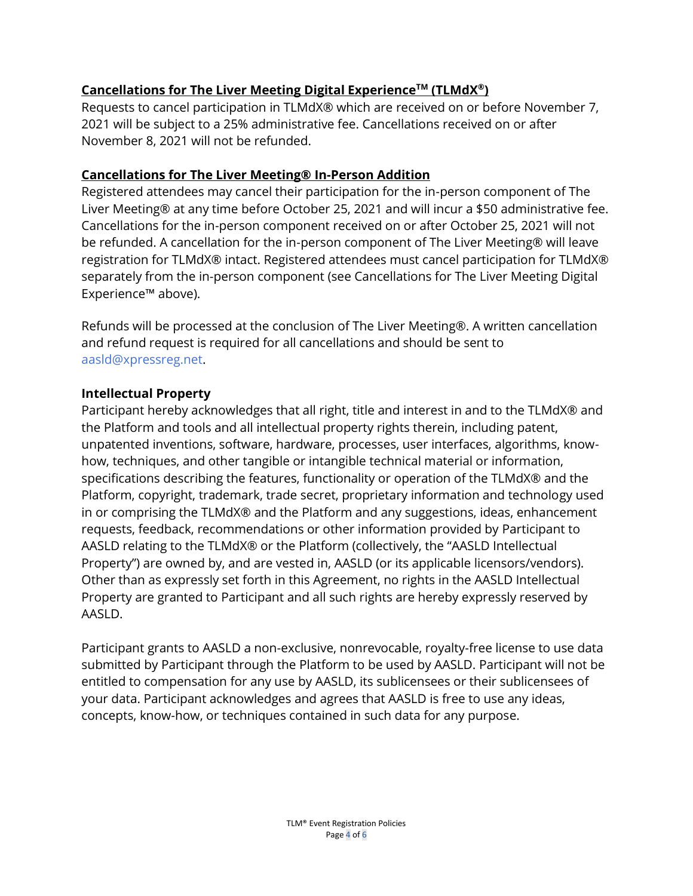## **Cancellations for The Liver Meeting Digital Experience™ (TLMdX®)**

Requests to cancel participation in TLMdX® which are received on or before November 7, 2021 will be subject to a 25% administrative fee. Cancellations received on or after November 8, 2021 will not be refunded.

## **Cancellations for The Liver Meeting® In-Person Addition**

Registered attendees may cancel their participation for the in-person component of The Liver Meeting® at any time before October 25, 2021 and will incur a $50 administrative fee. Cancellations for the in-person component received on or after October 25, 2021 will not be refunded. A cancellation for the in-person component of The Liver Meeting® will leave registration for TLMdX® intact. Registered attendees must cancel participation for TLMdX® separately from the in-person component (see Cancellations for The Liver Meeting Digital Experience™ above).

Refunds will be processed at the conclusion of The Liver Meeting®. A written cancellation and refund request is required for all cancellations and should be sent to aasld@xpressreg.net.

## **Intellectual Property**

Participant hereby acknowledges that all right, title and interest in and to the TLMdX® and the Platform and tools and all intellectual property rights therein, including patent, unpatented inventions, software, hardware, processes, user interfaces, algorithms, know-how, techniques, and other tangible or intangible technical material or information, specifications describing the features, functionality or operation of the TLMdX® and the Platform, copyright, trademark, trade secret, proprietary information and technology used in or comprising the TLMdX® and the Platform and any suggestions, ideas, enhancement requests, feedback, recommendations or other information provided by Participant to AASLD relating to the TLMdX® or the Platform (collectively, the "AASLD Intellectual Property") are owned by, and are vested in, AASLD (or its applicable licensors/vendors). Other than as expressly set forth in this Agreement, no rights in the AASLD Intellectual Property are granted to Participant and all such rights are hereby expressly reserved by AASLD.

Participant grants to AASLD a non-exclusive, nonrevocable, royalty-free license to use data submitted by Participant through the Platform to be used by AASLD. Participant will not be entitled to compensation for any use by AASLD, its sublicensees or their sublicensees of your data. Participant acknowledges and agrees that AASLD is free to use any ideas, concepts, know-how, or techniques contained in such data for any purpose.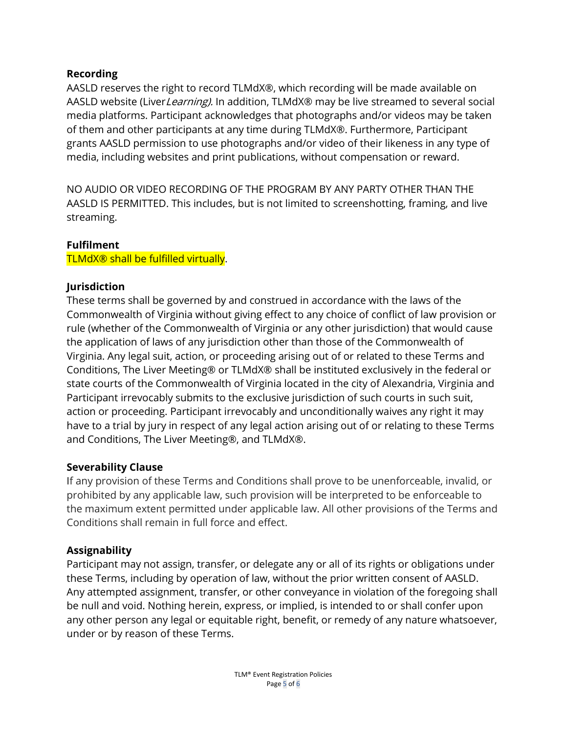**Recording**

AASLD reserves the right to record TLMdX®, which recording will be made available on AASLD website (Liver*Learning).* In addition, TLMdX® may be live streamed to several social media platforms. Participant acknowledges that photographs and/or videos may be taken of them and other participants at any time during TLMdX®. Furthermore, Participant grants AASLD permission to use photographs and/or video of their likeness in any type of media, including websites and print publications, without compensation or reward.

NO AUDIO OR VIDEO RECORDING OF THE PROGRAM BY ANY PARTY OTHER THAN THE AASLD IS PERMITTED. This includes, but is not limited to screenshotting, framing, and live streaming.

**Fulfilment**

TLMdX® shall be fulfilled virtually.

**Jurisdiction**

These terms shall be governed by and construed in accordance with the laws of the Commonwealth of Virginia without giving effect to any choice of conflict of law provision or rule (whether of the Commonwealth of Virginia or any other jurisdiction) that would cause the application of laws of any jurisdiction other than those of the Commonwealth of Virginia. Any legal suit, action, or proceeding arising out of or related to these Terms and Conditions, The Liver Meeting® or TLMdX® shall be instituted exclusively in the federal or state courts of the Commonwealth of Virginia located in the city of Alexandria, Virginia and Participant irrevocably submits to the exclusive jurisdiction of such courts in such suit, action or proceeding. Participant irrevocably and unconditionally waives any right it may have to a trial by jury in respect of any legal action arising out of or relating to these Terms and Conditions, The Liver Meeting®, and TLMdX®.

**Severability Clause**

If any provision of these Terms and Conditions shall prove to be unenforceable, invalid, or prohibited by any applicable law, such provision will be interpreted to be enforceable to the maximum extent permitted under applicable law. All other provisions of the Terms and Conditions shall remain in full force and effect.

**Assignability**

Participant may not assign, transfer, or delegate any or all of its rights or obligations under these Terms, including by operation of law, without the prior written consent of AASLD. Any attempted assignment, transfer, or other conveyance in violation of the foregoing shall be null and void. Nothing herein, express, or implied, is intended to or shall confer upon any other person any legal or equitable right, benefit, or remedy of any nature whatsoever, under or by reason of these Terms.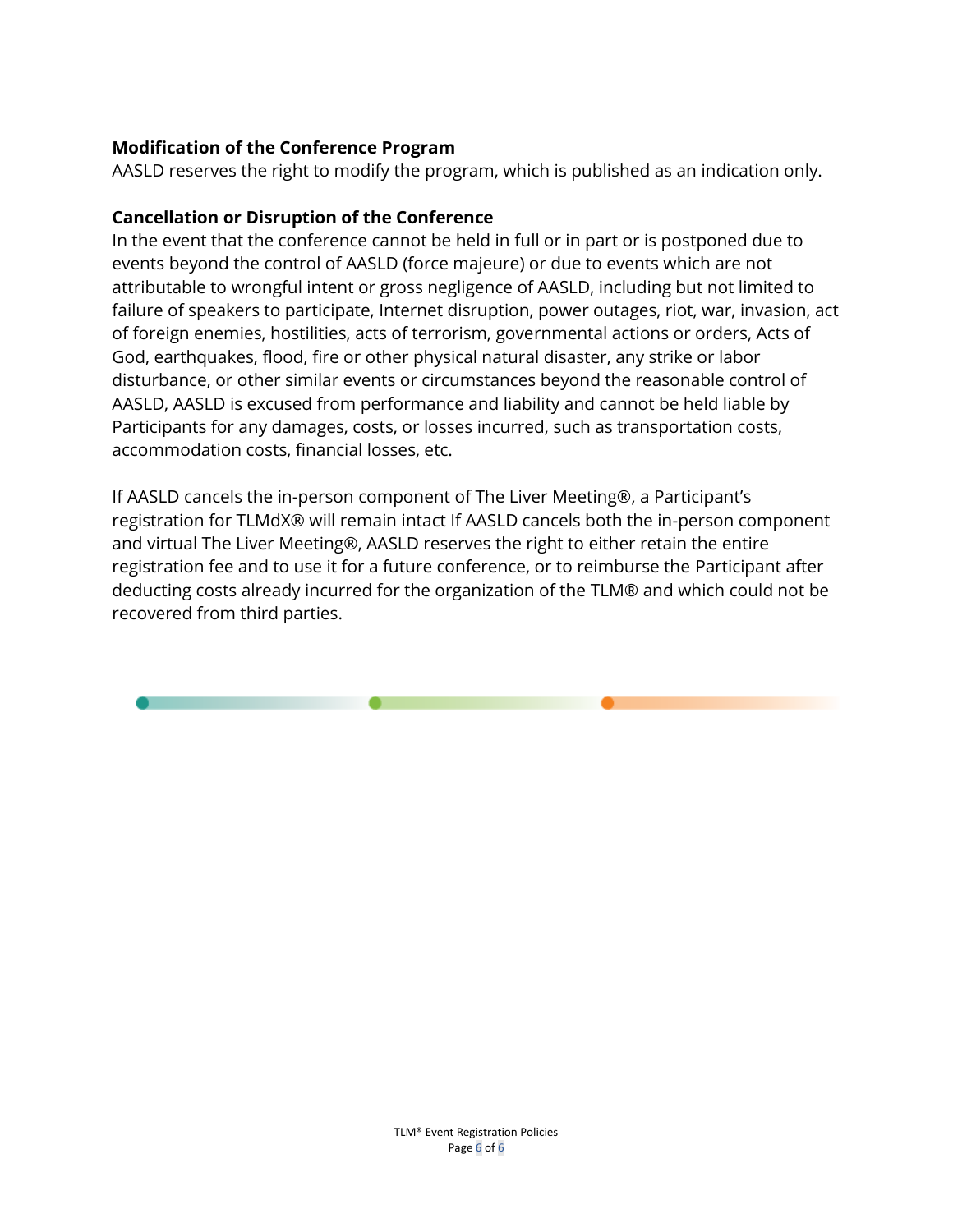**Modification of the Conference Program**

AASLD reserves the right to modify the program, which is published as an indication only.

**Cancellation or Disruption of the Conference**

In the event that the conference cannot be held in full or in part or is postponed due to events beyond the control of AASLD (force majeure) or due to events which are not attributable to wrongful intent or gross negligence of AASLD, including but not limited to failure of speakers to participate, Internet disruption, power outages, riot, war, invasion, act of foreign enemies, hostilities, acts of terrorism, governmental actions or orders, Acts of God, earthquakes, flood, fire or other physical natural disaster, any strike or labor disturbance, or other similar events or circumstances beyond the reasonable control of AASLD, AASLD is excused from performance and liability and cannot be held liable by Participants for any damages, costs, or losses incurred, such as transportation costs, accommodation costs, financial losses, etc.

If AASLD cancels the in-person component of The Liver Meeting®, a Participant's registration for TLMdX® will remain intact If AASLD cancels both the in-person component and virtual The Liver Meeting®, AASLD reserves the right to either retain the entire registration fee and to use it for a future conference, or to reimburse the Participant after deducting costs already incurred for the organization of the TLM® and which could not be recovered from third parties.